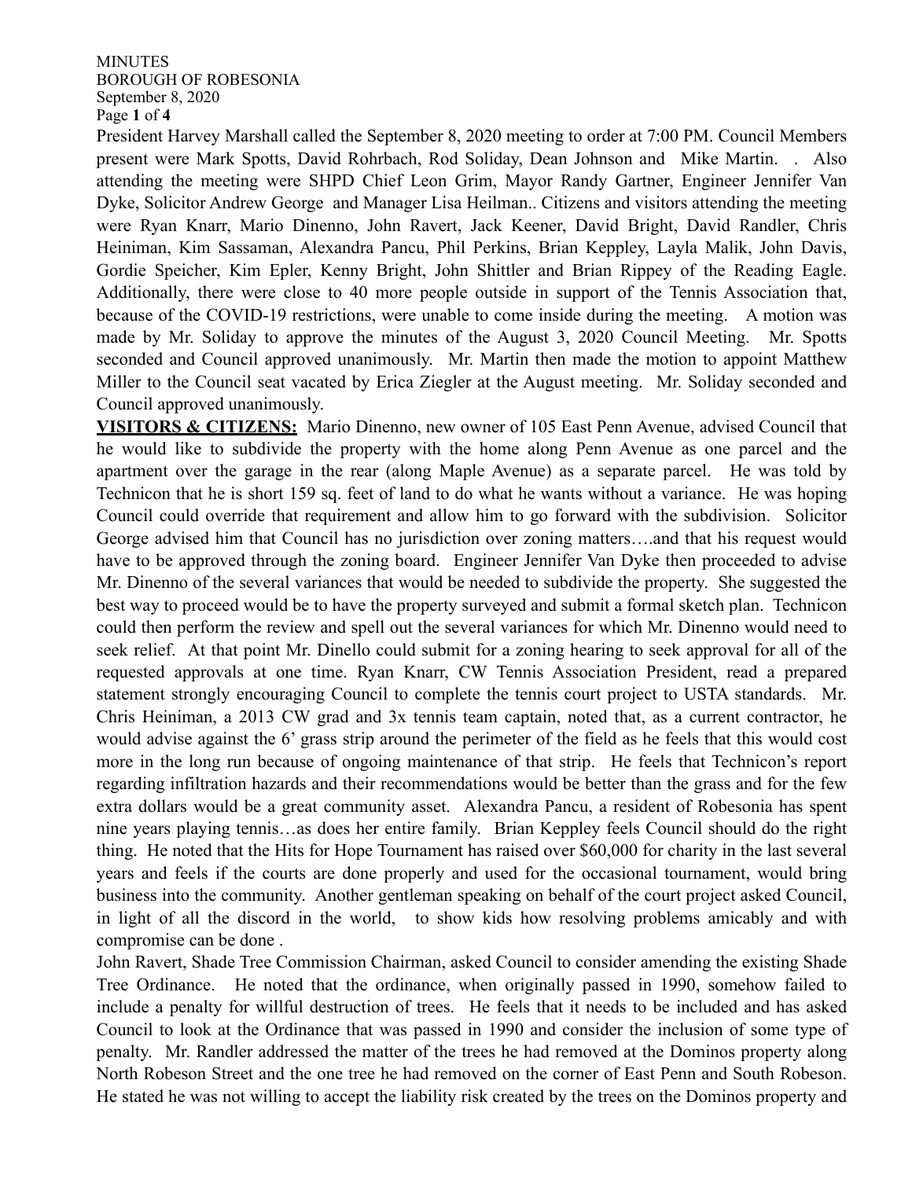MINUTES
BOROUGH OF ROBESONIA
September 8, 2020

President Harvey Marshall called the September 8, 2020 meeting to order at 7:00 PM. Council Members present were Mark Spotts, David Rohrbach, Rod Soliday, Dean Johnson and Mike Martin. . Also attending the meeting were SHPD Chief Leon Grim, Mayor Randy Gartner, Engineer Jennifer Van Dyke, Solicitor Andrew George and Manager Lisa Heilman.. Citizens and visitors attending the meeting were Ryan Knarr, Mario Dinenno, John Ravert, Jack Keener, David Bright, David Randler, Chris Heiniman, Kim Sassaman, Alexandra Pancu, Phil Perkins, Brian Keppley, Layla Malik, John Davis, Gordie Speicher, Kim Epler, Kenny Bright, John Shittler and Brian Rippey of the Reading Eagle. Additionally, there were close to 40 more people outside in support of the Tennis Association that, because of the COVID-19 restrictions, were unable to come inside during the meeting. A motion was made by Mr. Soliday to approve the minutes of the August 3, 2020 Council Meeting. Mr. Spotts seconded and Council approved unanimously. Mr. Martin then made the motion to appoint Matthew Miller to the Council seat vacated by Erica Ziegler at the August meeting. Mr. Soliday seconded and Council approved unanimously.

**VISITORS & CITIZENS:** Mario Dinenno, new owner of 105 East Penn Avenue, advised Council that he would like to subdivide the property with the home along Penn Avenue as one parcel and the apartment over the garage in the rear (along Maple Avenue) as a separate parcel. He was told by Technicon that he is short 159 sq. feet of land to do what he wants without a variance. He was hoping Council could override that requirement and allow him to go forward with the subdivision. Solicitor George advised him that Council has no jurisdiction over zoning matters….and that his request would have to be approved through the zoning board. Engineer Jennifer Van Dyke then proceeded to advise Mr. Dinenno of the several variances that would be needed to subdivide the property. She suggested the best way to proceed would be to have the property surveyed and submit a formal sketch plan. Technicon could then perform the review and spell out the several variances for which Mr. Dinenno would need to seek relief. At that point Mr. Dinello could submit for a zoning hearing to seek approval for all of the requested approvals at one time. Ryan Knarr, CW Tennis Association President, read a prepared statement strongly encouraging Council to complete the tennis court project to USTA standards. Mr. Chris Heiniman, a 2013 CW grad and 3x tennis team captain, noted that, as a current contractor, he would advise against the 6' grass strip around the perimeter of the field as he feels that this would cost more in the long run because of ongoing maintenance of that strip. He feels that Technicon's report regarding infiltration hazards and their recommendations would be better than the grass and for the few extra dollars would be a great community asset. Alexandra Pancu, a resident of Robesonia has spent nine years playing tennis…as does her entire family. Brian Keppley feels Council should do the right thing. He noted that the Hits for Hope Tournament has raised over $60,000 for charity in the last several years and feels if the courts are done properly and used for the occasional tournament, would bring business into the community. Another gentleman speaking on behalf of the court project asked Council, in light of all the discord in the world, to show kids how resolving problems amicably and with compromise can be done .

John Ravert, Shade Tree Commission Chairman, asked Council to consider amending the existing Shade Tree Ordinance. He noted that the ordinance, when originally passed in 1990, somehow failed to include a penalty for willful destruction of trees. He feels that it needs to be included and has asked Council to look at the Ordinance that was passed in 1990 and consider the inclusion of some type of penalty. Mr. Randler addressed the matter of the trees he had removed at the Dominos property along North Robeson Street and the one tree he had removed on the corner of East Penn and South Robeson. He stated he was not willing to accept the liability risk created by the trees on the Dominos property and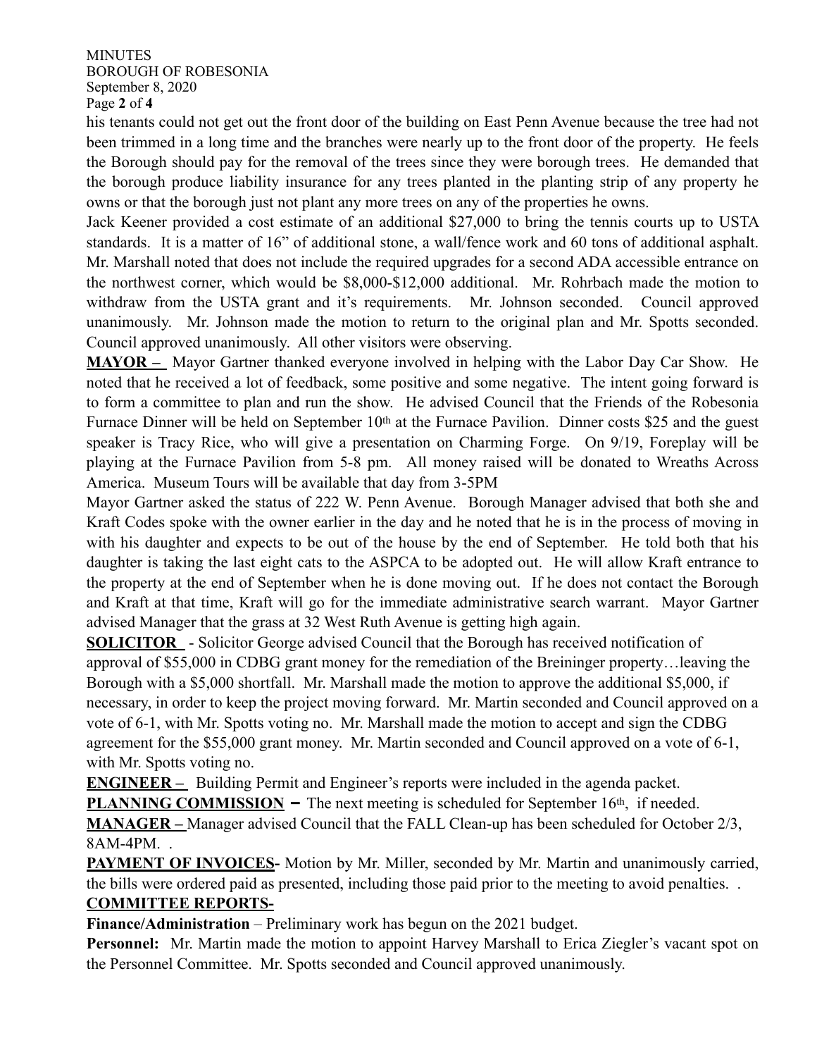his tenants could not get out the front door of the building on East Penn Avenue because the tree had not been trimmed in a long time and the branches were nearly up to the front door of the property. He feels the Borough should pay for the removal of the trees since they were borough trees. He demanded that the borough produce liability insurance for any trees planted in the planting strip of any property he owns or that the borough just not plant any more trees on any of the properties he owns.

Jack Keener provided a cost estimate of an additional $27,000 to bring the tennis courts up to USTA standards. It is a matter of 16" of additional stone, a wall/fence work and 60 tons of additional asphalt. Mr. Marshall noted that does not include the required upgrades for a second ADA accessible entrance on the northwest corner, which would be $8,000-$12,000 additional. Mr. Rohrbach made the motion to withdraw from the USTA grant and it's requirements. Mr. Johnson seconded. Council approved unanimously. Mr. Johnson made the motion to return to the original plan and Mr. Spotts seconded. Council approved unanimously. All other visitors were observing.

**MAYOR –** Mayor Gartner thanked everyone involved in helping with the Labor Day Car Show. He noted that he received a lot of feedback, some positive and some negative. The intent going forward is to form a committee to plan and run the show. He advised Council that the Friends of the Robesonia Furnace Dinner will be held on September 10th at the Furnace Pavilion. Dinner costs $25 and the guest speaker is Tracy Rice, who will give a presentation on Charming Forge. On 9/19, Foreplay will be playing at the Furnace Pavilion from 5-8 pm. All money raised will be donated to Wreaths Across America. Museum Tours will be available that day from 3-5PM

Mayor Gartner asked the status of 222 W. Penn Avenue. Borough Manager advised that both she and Kraft Codes spoke with the owner earlier in the day and he noted that he is in the process of moving in with his daughter and expects to be out of the house by the end of September. He told both that his daughter is taking the last eight cats to the ASPCA to be adopted out. He will allow Kraft entrance to the property at the end of September when he is done moving out. If he does not contact the Borough and Kraft at that time, Kraft will go for the immediate administrative search warrant. Mayor Gartner advised Manager that the grass at 32 West Ruth Avenue is getting high again.

**SOLICITOR** - Solicitor George advised Council that the Borough has received notification of approval of $55,000 in CDBG grant money for the remediation of the Breininger property…leaving the Borough with a $5,000 shortfall. Mr. Marshall made the motion to approve the additional $5,000, if necessary, in order to keep the project moving forward. Mr. Martin seconded and Council approved on a vote of 6-1, with Mr. Spotts voting no. Mr. Marshall made the motion to accept and sign the CDBG agreement for the $55,000 grant money. Mr. Martin seconded and Council approved on a vote of 6-1, with Mr. Spotts voting no.

**ENGINEER –** Building Permit and Engineer's reports were included in the agenda packet.

**PLANNING COMMISSION –** The next meeting is scheduled for September 16th, if needed.

**MANAGER –** Manager advised Council that the FALL Clean-up has been scheduled for October 2/3, 8AM-4PM. .

**PAYMENT OF INVOICES-** Motion by Mr. Miller, seconded by Mr. Martin and unanimously carried, the bills were ordered paid as presented, including those paid prior to the meeting to avoid penalties. .

**COMMITTEE REPORTS-**

**Finance/Administration** – Preliminary work has begun on the 2021 budget.

**Personnel:** Mr. Martin made the motion to appoint Harvey Marshall to Erica Ziegler's vacant spot on the Personnel Committee. Mr. Spotts seconded and Council approved unanimously.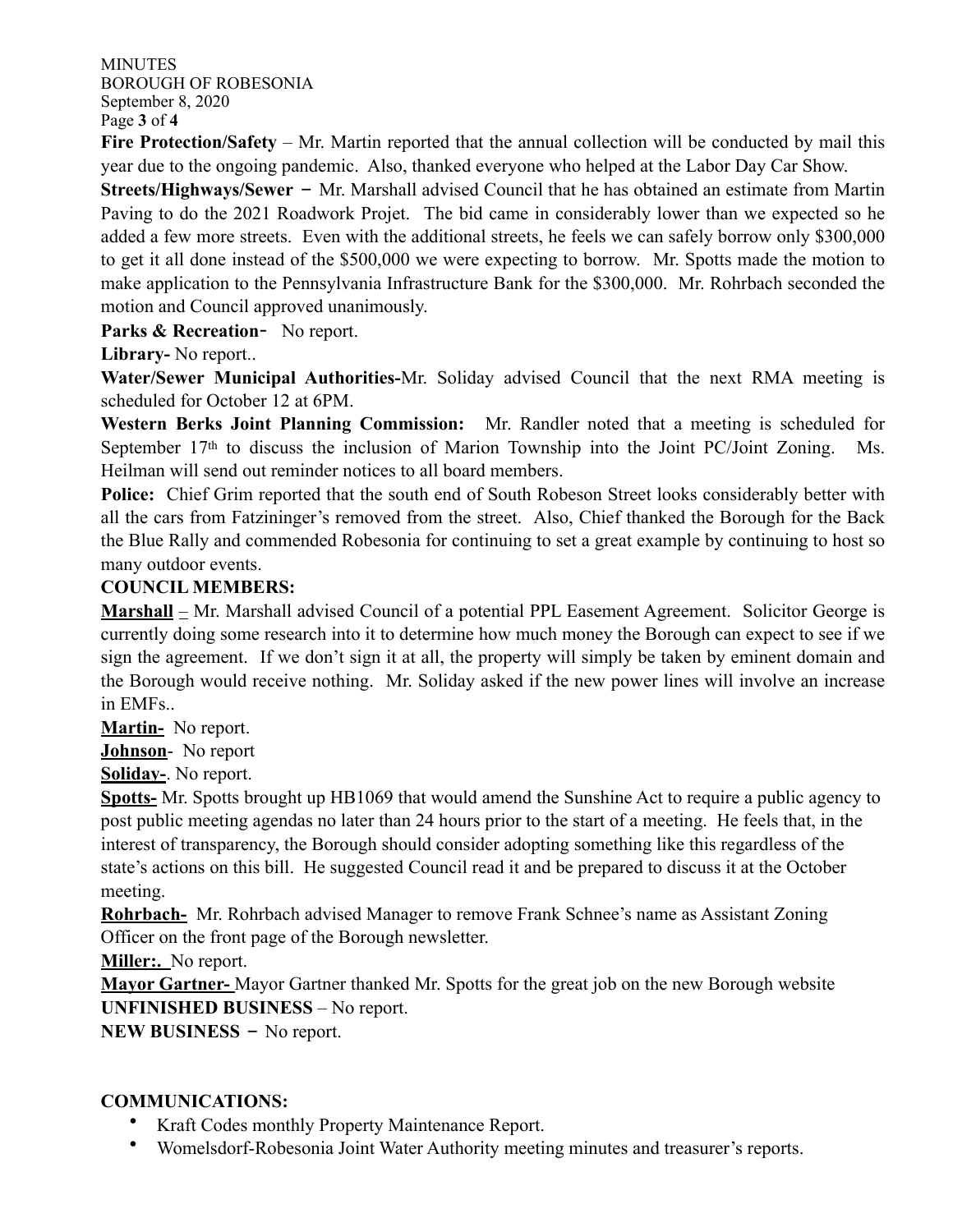**Fire Protection/Safety** – Mr. Martin reported that the annual collection will be conducted by mail this year due to the ongoing pandemic. Also, thanked everyone who helped at the Labor Day Car Show.

**Streets/Highways/Sewer** – Mr. Marshall advised Council that he has obtained an estimate from Martin Paving to do the 2021 Roadwork Projet. The bid came in considerably lower than we expected so he added a few more streets. Even with the additional streets, he feels we can safely borrow only $300,000 to get it all done instead of the $500,000 we were expecting to borrow. Mr. Spotts made the motion to make application to the Pennsylvania Infrastructure Bank for the $300,000. Mr. Rohrbach seconded the motion and Council approved unanimously.

**Parks & Recreation**- No report.

**Library-** No report..

**Water/Sewer Municipal Authorities-**Mr. Soliday advised Council that the next RMA meeting is scheduled for October 12 at 6PM.

**Western Berks Joint Planning Commission:** Mr. Randler noted that a meeting is scheduled for September 17th to discuss the inclusion of Marion Township into the Joint PC/Joint Zoning. Ms. Heilman will send out reminder notices to all board members.

**Police:** Chief Grim reported that the south end of South Robeson Street looks considerably better with all the cars from Fatzininger's removed from the street. Also, Chief thanked the Borough for the Back the Blue Rally and commended Robesonia for continuing to set a great example by continuing to host so many outdoor events.

**COUNCIL MEMBERS:**

**Marshall** – Mr. Marshall advised Council of a potential PPL Easement Agreement. Solicitor George is currently doing some research into it to determine how much money the Borough can expect to see if we sign the agreement. If we don't sign it at all, the property will simply be taken by eminent domain and the Borough would receive nothing. Mr. Soliday asked if the new power lines will involve an increase in EMFs..

**Martin-** No report.

**Johnson**- No report

**Soliday-**. No report.

**Spotts-** Mr. Spotts brought up HB1069 that would amend the Sunshine Act to require a public agency to post public meeting agendas no later than 24 hours prior to the start of a meeting. He feels that, in the interest of transparency, the Borough should consider adopting something like this regardless of the state's actions on this bill. He suggested Council read it and be prepared to discuss it at the October meeting.

**Rohrbach-** Mr. Rohrbach advised Manager to remove Frank Schnee's name as Assistant Zoning Officer on the front page of the Borough newsletter.

**Miller:.** No report.

**Mayor Gartner-** Mayor Gartner thanked Mr. Spotts for the great job on the new Borough website

**UNFINISHED BUSINESS** – No report.

**NEW BUSINESS** – No report.

**COMMUNICATIONS:**

- Kraft Codes monthly Property Maintenance Report.
- Womelsdorf-Robesonia Joint Water Authority meeting minutes and treasurer's reports.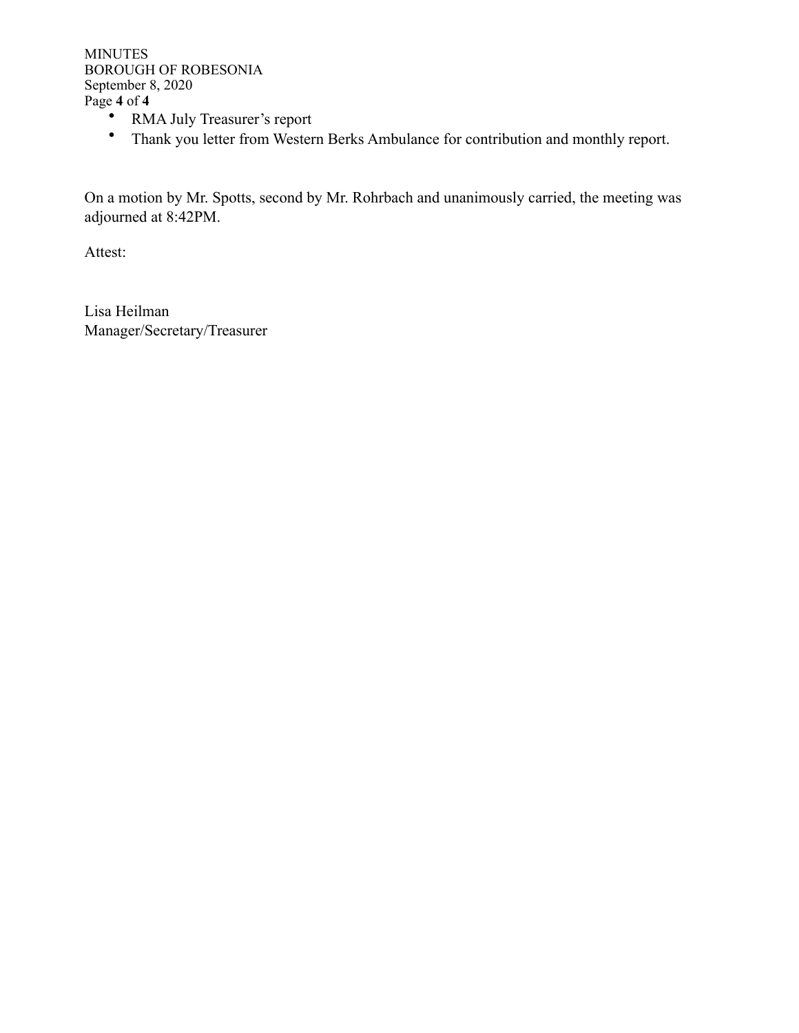- RMA July Treasurer's report
- Thank you letter from Western Berks Ambulance for contribution and monthly report.

On a motion by Mr. Spotts, second by Mr. Rohrbach and unanimously carried, the meeting was adjourned at 8:42PM.

Attest:

Lisa Heilman
Manager/Secretary/Treasurer